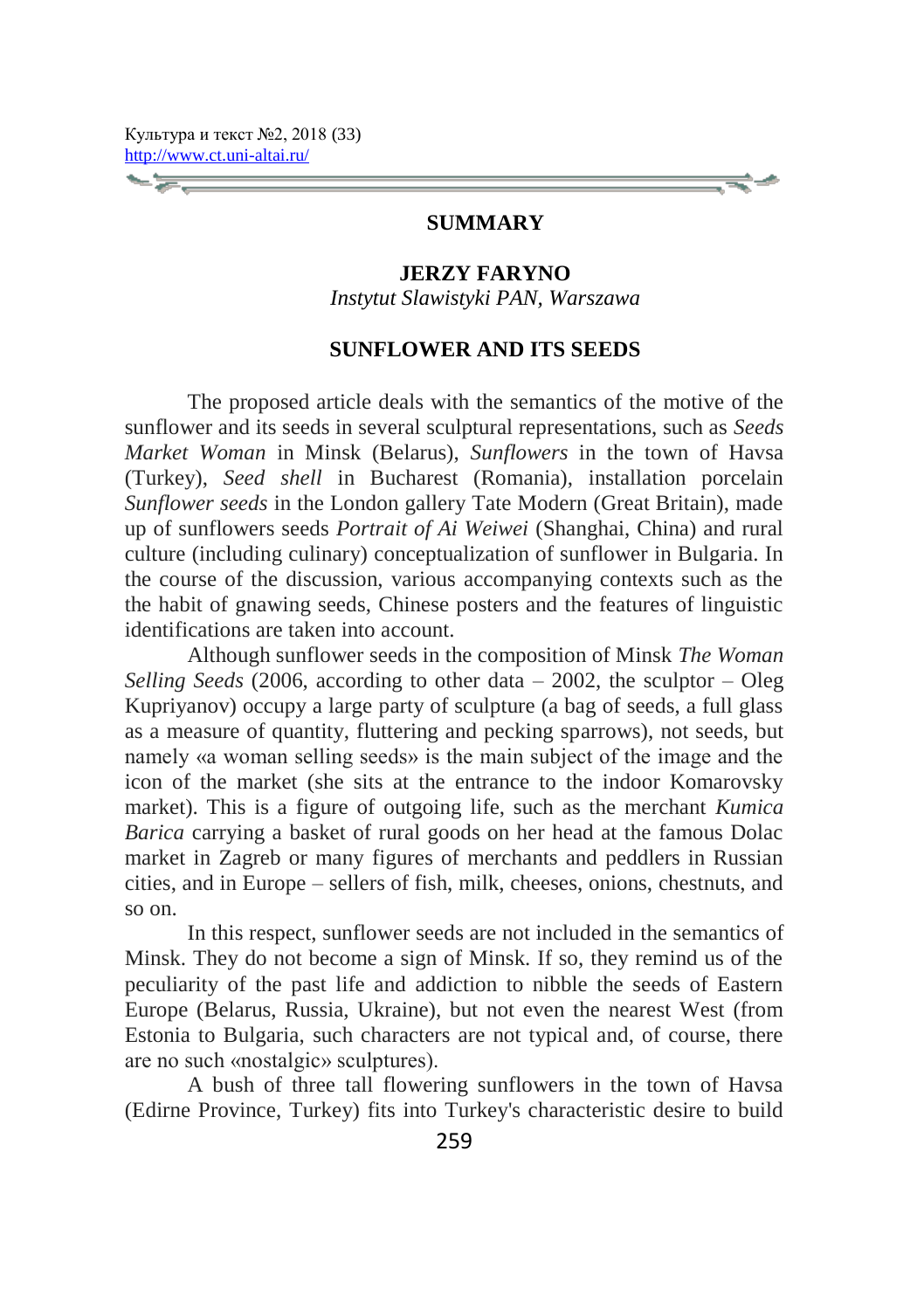## SUMMARY

**JERZY FARYNO**

*Instytut Slawistyki PAN, Warszawa*

### SUNFLOWER AND ITS SEEDS

The proposed article deals with the semantics of the motive of the sunflower and its seeds in several sculptural representations, such as *Seeds Market Woman* in Minsk (Belarus), *Sunflowers* in the town of Havsa (Turkey), *Seed shell* in Bucharest (Romania), installation porcelain *Sunflower seeds* in the London gallery Tate Modern (Great Britain), made up of sunflowers seeds *Portrait of Ai Weiwei* (Shanghai, China) and rural culture (including culinary) conceptualization of sunflower in Bulgaria. In the course of the discussion, various accompanying contexts such as the the habit of gnawing seeds, Chinese posters and the features of linguistic identifications are taken into account.

Although sunflower seeds in the composition of Minsk *The Woman Selling Seeds* (2006, according to other data – 2002, the sculptor – Oleg Kupriyanov) occupy a large party of sculpture (a bag of seeds, a full glass as a measure of quantity, fluttering and pecking sparrows), not seeds, but namely «a woman selling seeds» is the main subject of the image and the icon of the market (she sits at the entrance to the indoor Komarovsky market). This is a figure of outgoing life, such as the merchant *Kumica Barica* carrying a basket of rural goods on her head at the famous Dolac market in Zagreb or many figures of merchants and peddlers in Russian cities, and in Europe – sellers of fish, milk, cheeses, onions, chestnuts, and so on.

In this respect, sunflower seeds are not included in the semantics of Minsk. They do not become a sign of Minsk. If so, they remind us of the peculiarity of the past life and addiction to nibble the seeds of Eastern Europe (Belarus, Russia, Ukraine), but not even the nearest West (from Estonia to Bulgaria, such characters are not typical and, of course, there are no such «nostalgic» sculptures).

A bush of three tall flowering sunflowers in the town of Havsa (Edirne Province, Turkey) fits into Turkey's characteristic desire to build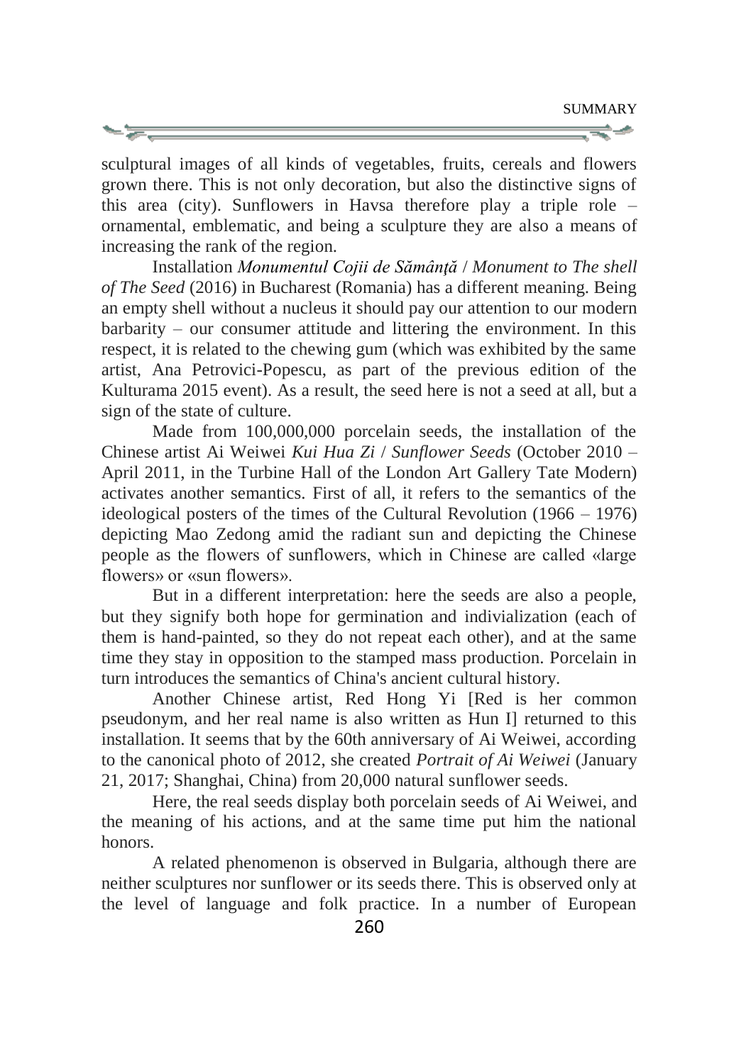sculptural images of all kinds of vegetables, fruits, cereals and flowers grown there. This is not only decoration, but also the distinctive signs of this area (city). Sunflowers in Havsa therefore play a triple role – ornamental, emblematic, and being a sculpture they are also a means of increasing the rank of the region.

Installation *Monumentul Cojii de Sămânţă* / *Monument to The shell of The Seed* (2016) in Bucharest (Romania) has a different meaning. Being an empty shell without a nucleus it should pay our attention to our modern barbarity – our consumer attitude and littering the environment. In this respect, it is related to the chewing gum (which was exhibited by the same artist, Ana Petrovici-Popescu, as part of the previous edition of the Kulturama 2015 event). As a result, the seed here is not a seed at all, but a sign of the state of culture.

Made from 100,000,000 porcelain seeds, the installation of the Chinese artist Ai Weiwei *Kui Hua Zi* / *Sunflower Seeds* (October 2010 – April 2011, in the Turbine Hall of the London Art Gallery Tate Modern) activates another semantics. First of all, it refers to the semantics of the ideological posters of the times of the Cultural Revolution (1966 – 1976) depicting Mao Zedong amid the radiant sun and depicting the Chinese people as the flowers of sunflowers, which in Chinese are called «large flowers» or «sun flowers».

But in a different interpretation: here the seeds are also a people, but they signify both hope for germination and indivialization (each of them is hand-painted, so they do not repeat each other), and at the same time they stay in opposition to the stamped mass production. Porcelain in turn introduces the semantics of China's ancient cultural history.

Another Chinese artist, Red Hong Yi [Red is her common pseudonym, and her real name is also written as Hun I] returned to this installation. It seems that by the 60th anniversary of Ai Weiwei, according to the canonical photo of 2012, she created *Portrait of Ai Weiwei* (January 21, 2017; Shanghai, China) from 20,000 natural sunflower seeds.

Here, the real seeds display both porcelain seeds of Ai Weiwei, and the meaning of his actions, and at the same time put him the national honors.

A related phenomenon is observed in Bulgaria, although there are neither sculptures nor sunflower or its seeds there. This is observed only at the level of language and folk practice. In a number of European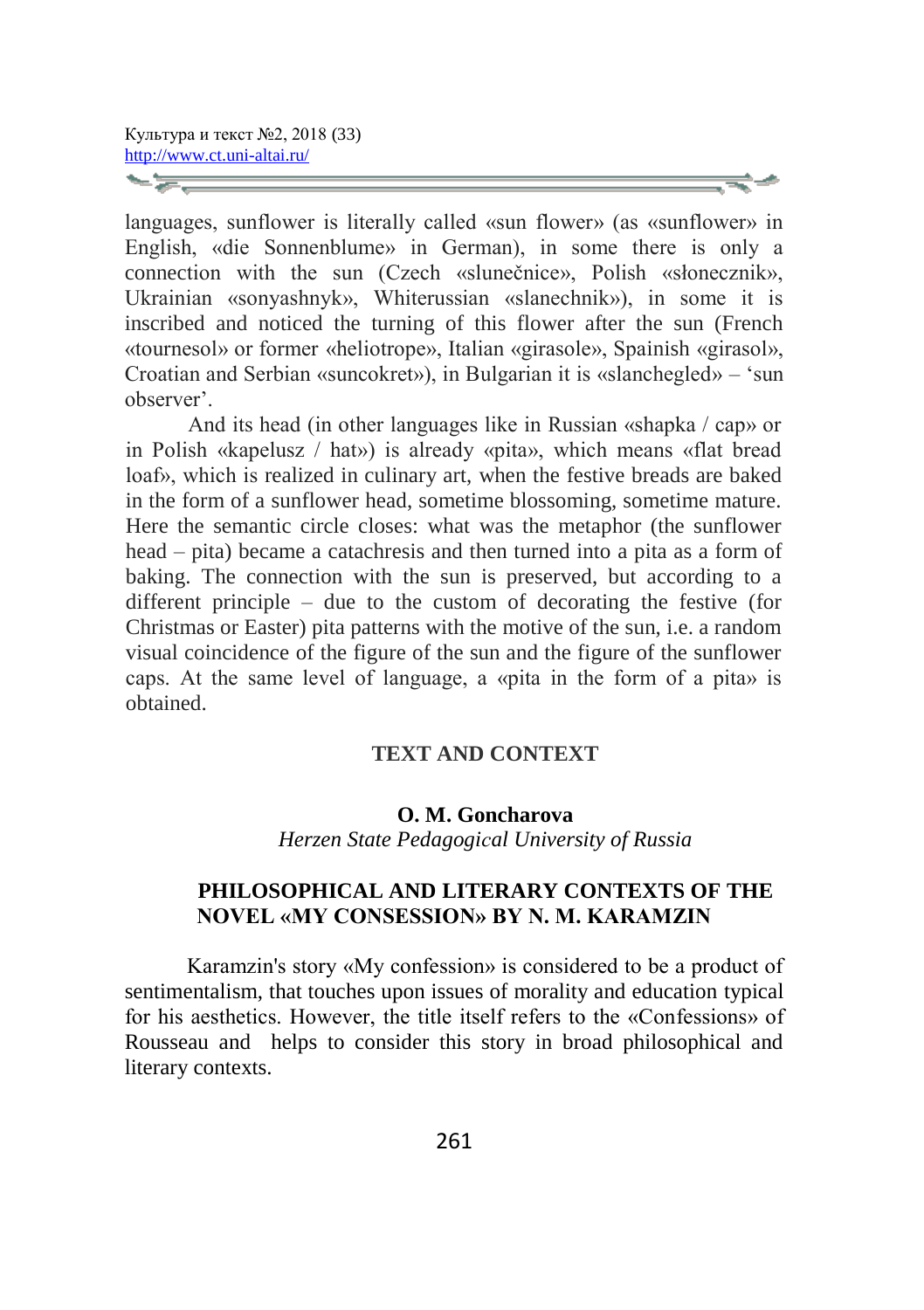languages, sunflower is literally called «sun flower» (as «sunflower» in English, «die Sonnenblume» in German), in some there is only a connection with the sun (Czech «slunečnice», Polish «słonecznik», Ukrainian «sonyashnyk», Whiterussian «slanechnik»), in some it is inscribed and noticed the turning of this flower after the sun (French «tournesol» or former «heliotrope», Italian «girasole», Spainish «girasol», Croatian and Serbian «suncokret»), in Bulgarian it is «slanchegled» – 'sun observer'.

And its head (in other languages like in Russian «shapka / cap» or in Polish «kapelusz / hat») is already «pita», which means «flat bread loaf», which is realized in culinary art, when the festive breads are baked in the form of a sunflower head, sometime blossoming, sometime mature. Here the semantic circle closes: what was the metaphor (the sunflower head – pita) became a catachresis and then turned into a pita as a form of baking. The connection with the sun is preserved, but according to a different principle – due to the custom of decorating the festive (for Christmas or Easter) pita patterns with the motive of the sun, i.e. a random visual coincidence of the figure of the sun and the figure of the sunflower caps. At the same level of language, a «pita in the form of a pita» is obtained.

## TEXT AND CONTEXT

**O. M. Goncharova**
*Herzen State Pedagogical University of Russia*

### PHILOSOPHICAL AND LITERARY CONTEXTS OF THE NOVEL «MY CONSESSION» BY N. M. KARAMZIN

Karamzin's story «My confession» is considered to be a product of sentimentalism, that touches upon issues of morality and education typical for his aesthetics. However, the title itself refers to the «Confessions» of Rousseau and helps to consider this story in broad philosophical and literary contexts.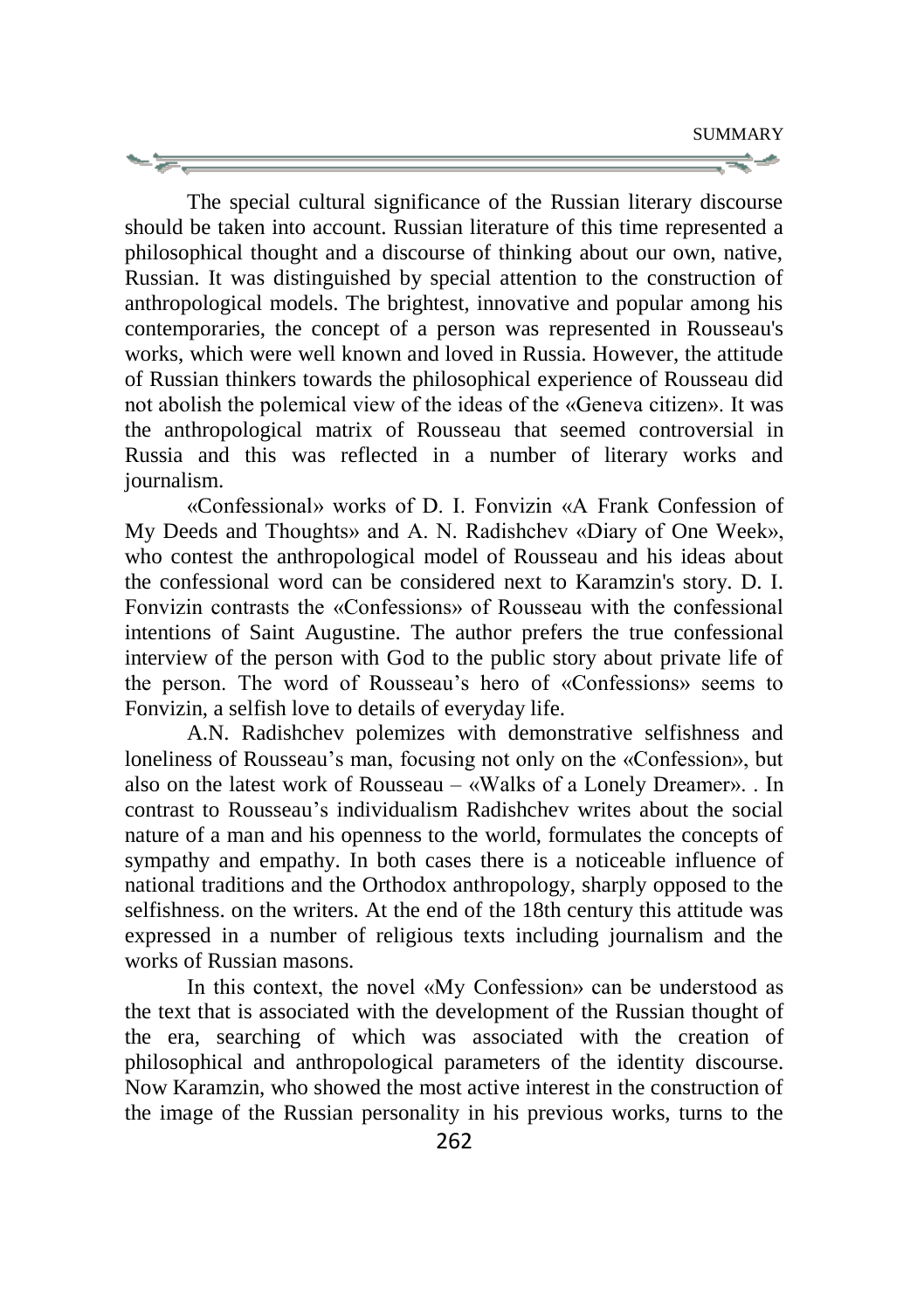The special cultural significance of the Russian literary discourse should be taken into account. Russian literature of this time represented a philosophical thought and a discourse of thinking about our own, native, Russian. It was distinguished by special attention to the construction of anthropological models. The brightest, innovative and popular among his contemporaries, the concept of a person was represented in Rousseau's works, which were well known and loved in Russia. However, the attitude of Russian thinkers towards the philosophical experience of Rousseau did not abolish the polemical view of the ideas of the «Geneva citizen». It was the anthropological matrix of Rousseau that seemed controversial in Russia and this was reflected in a number of literary works and journalism.

«Confessional» works of D. I. Fonvizin «A Frank Confession of My Deeds and Thoughts» and A. N. Radishchev «Diary of One Week», who contest the anthropological model of Rousseau and his ideas about the confessional word can be considered next to Karamzin's story. D. I. Fonvizin contrasts the «Confessions» of Rousseau with the confessional intentions of Saint Augustine. The author prefers the true confessional interview of the person with God to the public story about private life of the person. The word of Rousseau's hero of «Confessions» seems to Fonvizin, a selfish love to details of everyday life.

A.N. Radishchev polemizes with demonstrative selfishness and loneliness of Rousseau's man, focusing not only on the «Confession», but also on the latest work of Rousseau – «Walks of a Lonely Dreamer». . In contrast to Rousseau's individualism Radishchev writes about the social nature of a man and his openness to the world, formulates the concepts of sympathy and empathy. In both cases there is a noticeable influence of national traditions and the Orthodox anthropology, sharply opposed to the selfishness. on the writers. At the end of the 18th century this attitude was expressed in a number of religious texts including journalism and the works of Russian masons.

In this context, the novel «My Confession» can be understood as the text that is associated with the development of the Russian thought of the era, searching of which was associated with the creation of philosophical and anthropological parameters of the identity discourse. Now Karamzin, who showed the most active interest in the construction of the image of the Russian personality in his previous works, turns to the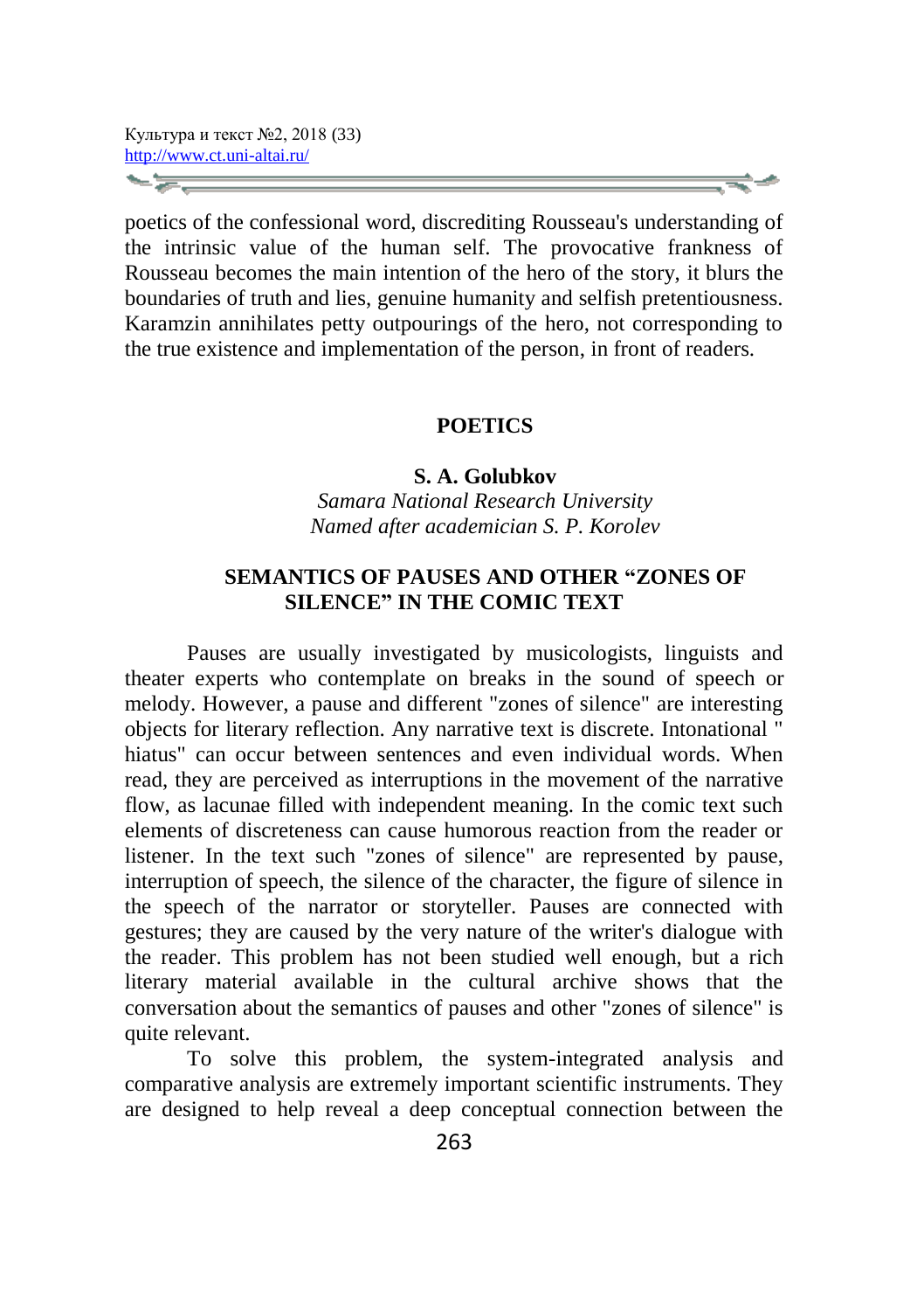poetics of the confessional word, discrediting Rousseau's understanding of the intrinsic value of the human self. The provocative frankness of Rousseau becomes the main intention of the hero of the story, it blurs the boundaries of truth and lies, genuine humanity and selfish pretentiousness. Karamzin annihilates petty outpourings of the hero, not corresponding to the true existence and implementation of the person, in front of readers.

## POETICS

**S. A. Golubkov**

*Samara National Research University*
*Named after academician S. P. Korolev*

### SEMANTICS OF PAUSES AND OTHER “ZONES OF SILENCE” IN THE COMIC TEXT

Pauses are usually investigated by musicologists, linguists and theater experts who contemplate on breaks in the sound of speech or melody. However, a pause and different "zones of silence" are interesting objects for literary reflection. Any narrative text is discrete. Intonational " hiatus" can occur between sentences and even individual words. When read, they are perceived as interruptions in the movement of the narrative flow, as lacunae filled with independent meaning. In the comic text such elements of discreteness can cause humorous reaction from the reader or listener. In the text such "zones of silence" are represented by pause, interruption of speech, the silence of the character, the figure of silence in the speech of the narrator or storyteller. Pauses are connected with gestures; they are caused by the very nature of the writer's dialogue with the reader. This problem has not been studied well enough, but a rich literary material available in the cultural archive shows that the conversation about the semantics of pauses and other "zones of silence" is quite relevant.

To solve this problem, the system-integrated analysis and comparative analysis are extremely important scientific instruments. They are designed to help reveal a deep conceptual connection between the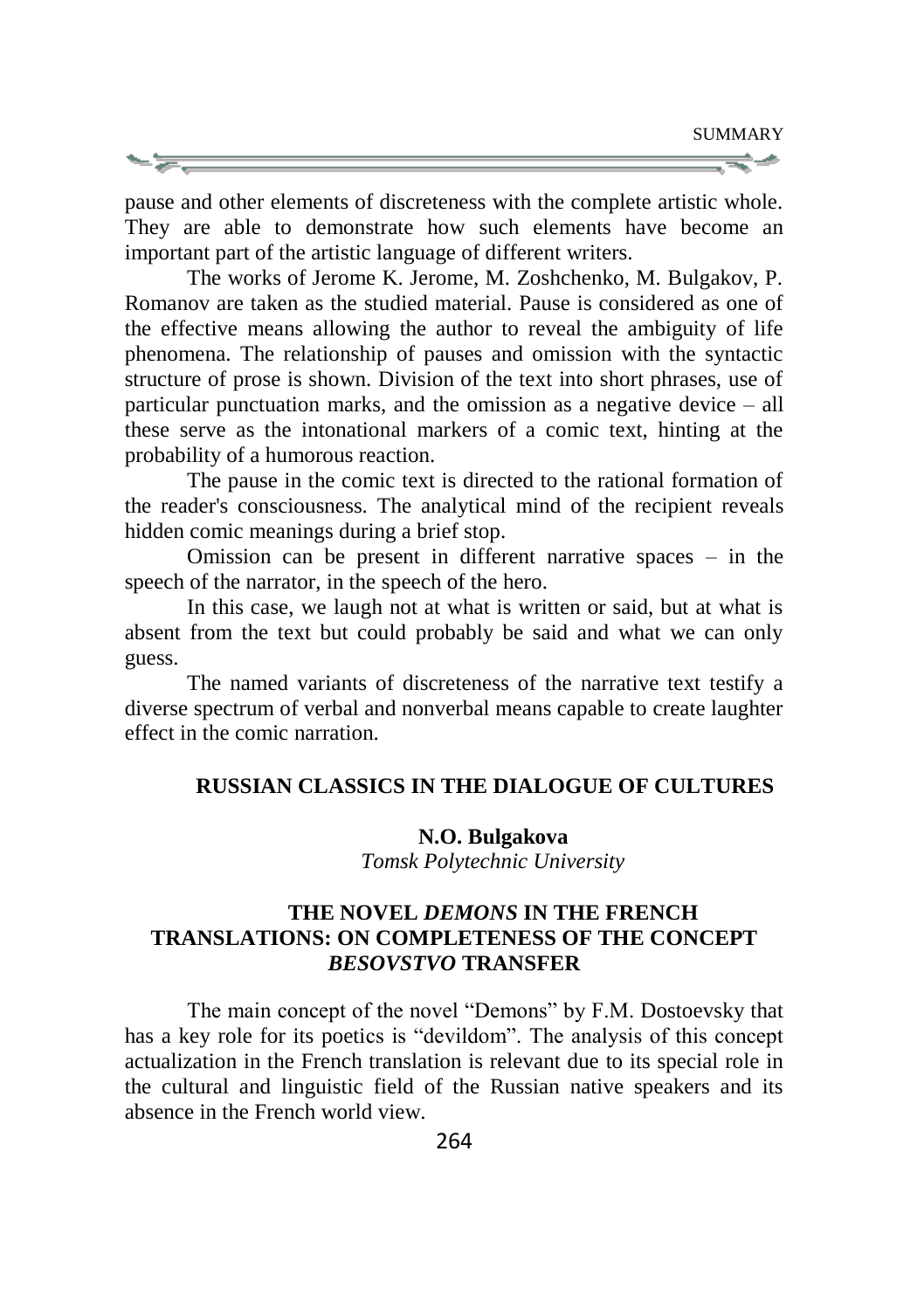pause and other elements of discreteness with the complete artistic whole. They are able to demonstrate how such elements have become an important part of the artistic language of different writers.

The works of Jerome K. Jerome, M. Zoshchenko, M. Bulgakov, P. Romanov are taken as the studied material. Pause is considered as one of the effective means allowing the author to reveal the ambiguity of life phenomena. The relationship of pauses and omission with the syntactic structure of prose is shown. Division of the text into short phrases, use of particular punctuation marks, and the omission as a negative device – all these serve as the intonational markers of a comic text, hinting at the probability of a humorous reaction.

The pause in the comic text is directed to the rational formation of the reader's consciousness. The analytical mind of the recipient reveals hidden comic meanings during a brief stop.

Omission can be present in different narrative spaces – in the speech of the narrator, in the speech of the hero.

In this case, we laugh not at what is written or said, but at what is absent from the text but could probably be said and what we can only guess.

The named variants of discreteness of the narrative text testify a diverse spectrum of verbal and nonverbal means capable to create laughter effect in the comic narration.

## RUSSIAN CLASSICS IN THE DIALOGUE OF CULTURES

**N.O. Bulgakova**
*Tomsk Polytechnic University*

### THE NOVEL *DEMONS* IN THE FRENCH TRANSLATIONS: ON COMPLETENESS OF THE CONCEPT *BESOVSTVO* TRANSFER

The main concept of the novel "Demons" by F.M. Dostoevsky that has a key role for its poetics is "devildom". The analysis of this concept actualization in the French translation is relevant due to its special role in the cultural and linguistic field of the Russian native speakers and its absence in the French world view.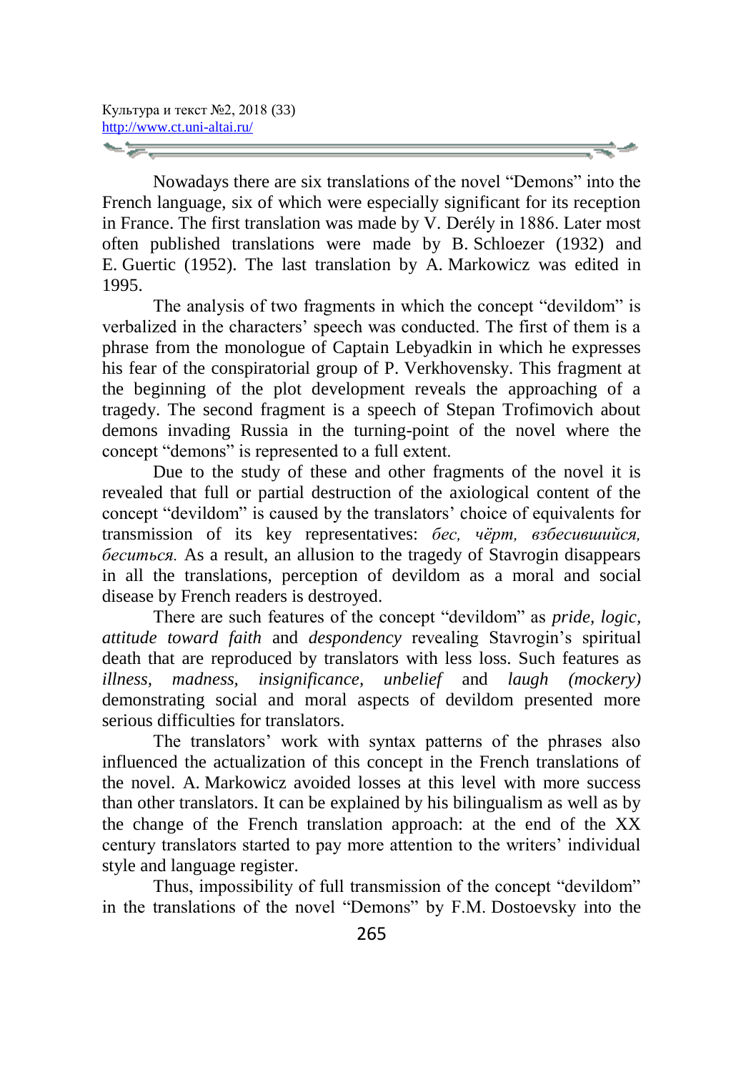Nowadays there are six translations of the novel "Demons" into the French language, six of which were especially significant for its reception in France. The first translation was made by V. Derély in 1886. Later most often published translations were made by B. Schloezer (1932) and E. Guertic (1952). The last translation by A. Markowicz was edited in 1995.

The analysis of two fragments in which the concept "devildom" is verbalized in the characters' speech was conducted. The first of them is a phrase from the monologue of Captain Lebyadkin in which he expresses his fear of the conspiratorial group of P. Verkhovensky. This fragment at the beginning of the plot development reveals the approaching of a tragedy. The second fragment is a speech of Stepan Trofimovich about demons invading Russia in the turning-point of the novel where the concept "demons" is represented to a full extent.

Due to the study of these and other fragments of the novel it is revealed that full or partial destruction of the axiological content of the concept "devildom" is caused by the translators' choice of equivalents for transmission of its key representatives: *бес, чёрт, взбесившийся, беситься.* As a result, an allusion to the tragedy of Stavrogin disappears in all the translations, perception of devildom as a moral and social disease by French readers is destroyed.

There are such features of the concept "devildom" as *pride, logic, attitude toward faith* and *despondency* revealing Stavrogin's spiritual death that are reproduced by translators with less loss. Such features as *illness, madness, insignificance, unbelief* and *laugh (mockery)* demonstrating social and moral aspects of devildom presented more serious difficulties for translators.

The translators' work with syntax patterns of the phrases also influenced the actualization of this concept in the French translations of the novel. A. Markowicz avoided losses at this level with more success than other translators. It can be explained by his bilingualism as well as by the change of the French translation approach: at the end of the XX century translators started to pay more attention to the writers' individual style and language register.

Thus, impossibility of full transmission of the concept "devildom" in the translations of the novel "Demons" by F.M. Dostoevsky into the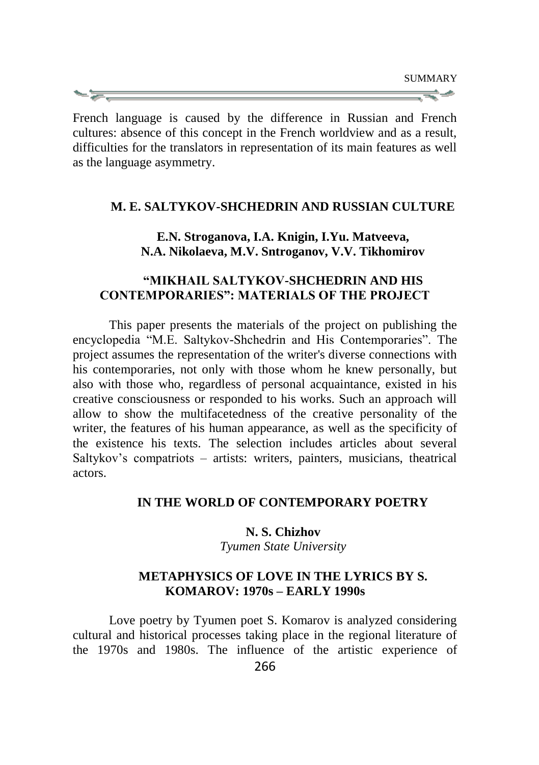French language is caused by the difference in Russian and French cultures: absence of this concept in the French worldview and as a result, difficulties for the translators in representation of its main features as well as the language asymmetry.

## M. E. SALTYKOV-SHCHEDRIN AND RUSSIAN CULTURE

**E.N. Stroganova, I.A. Knigin, I.Yu. Matveeva, N.A. Nikolaeva, M.V. Sntroganov, V.V. Tikhomirov**

### "MIKHAIL SALTYKOV-SHCHEDRIN AND HIS CONTEMPORARIES": MATERIALS OF THE PROJECT

This paper presents the materials of the project on publishing the encyclopedia "M.E. Saltykov-Shchedrin and His Contemporaries". The project assumes the representation of the writer's diverse connections with his contemporaries, not only with those whom he knew personally, but also with those who, regardless of personal acquaintance, existed in his creative consciousness or responded to his works. Such an approach will allow to show the multifacetedness of the creative personality of the writer, the features of his human appearance, as well as the specificity of the existence his texts. The selection includes articles about several Saltykov's compatriots – artists: writers, painters, musicians, theatrical actors.

## IN THE WORLD OF CONTEMPORARY POETRY

**N. S. Chizhov**
*Tyumen State University*

### METAPHYSICS OF LOVE IN THE LYRICS BY S. KOMAROV: 1970s – EARLY 1990s

Love poetry by Tyumen poet S. Komarov is analyzed considering cultural and historical processes taking place in the regional literature of the 1970s and 1980s. The influence of the artistic experience of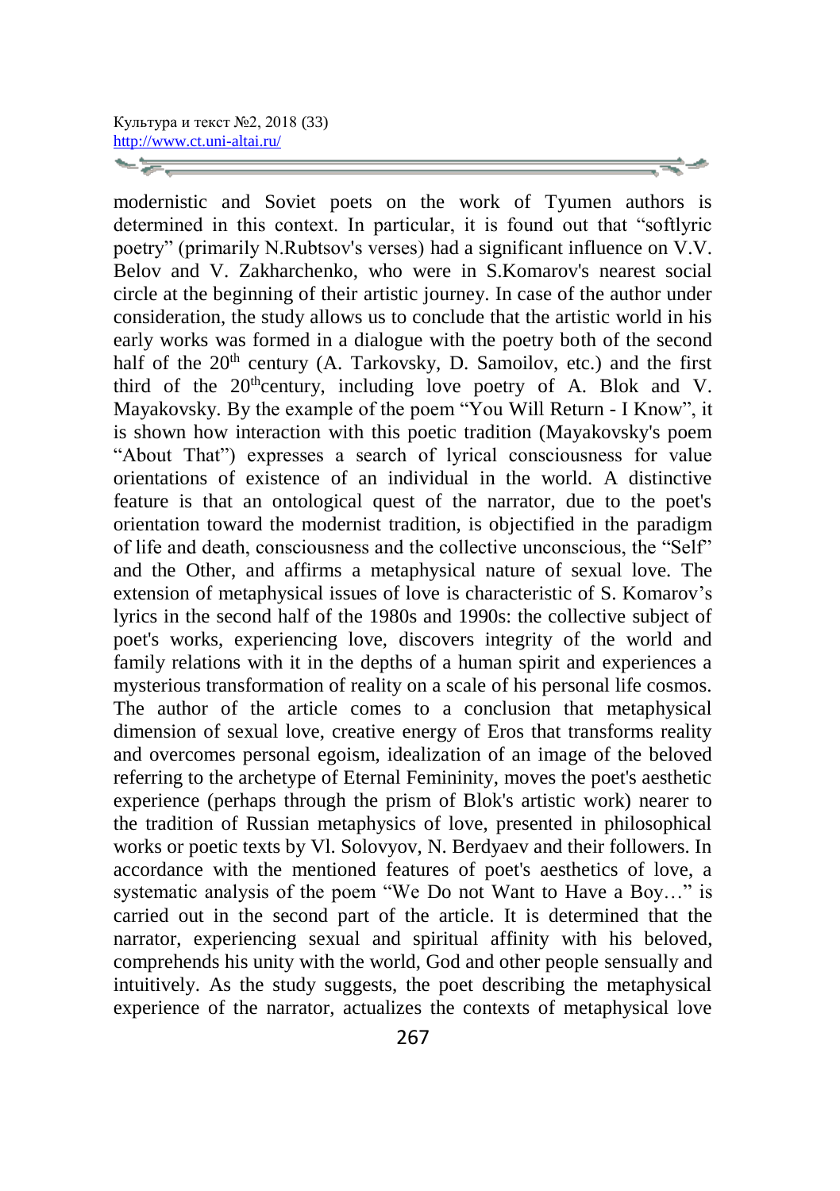modernistic and Soviet poets on the work of Tyumen authors is determined in this context. In particular, it is found out that “softlyric poetry” (primarily N.Rubtsov's verses) had a significant influence on V.V. Belov and V. Zakharchenko, who were in S.Komarov's nearest social circle at the beginning of their artistic journey. In case of the author under consideration, the study allows us to conclude that the artistic world in his early works was formed in a dialogue with the poetry both of the second half of the 20th century (A. Tarkovsky, D. Samoilov, etc.) and the first third of the 20thcentury, including love poetry of A. Blok and V. Mayakovsky. By the example of the poem “You Will Return - I Know”, it is shown how interaction with this poetic tradition (Mayakovsky's poem “About That”) expresses a search of lyrical consciousness for value orientations of existence of an individual in the world. A distinctive feature is that an ontological quest of the narrator, due to the poet's orientation toward the modernist tradition, is objectified in the paradigm of life and death, consciousness and the collective unconscious, the “Self” and the Other, and affirms a metaphysical nature of sexual love. The extension of metaphysical issues of love is characteristic of S. Komarov’s lyrics in the second half of the 1980s and 1990s: the collective subject of poet's works, experiencing love, discovers integrity of the world and family relations with it in the depths of a human spirit and experiences a mysterious transformation of reality on a scale of his personal life cosmos. The author of the article comes to a conclusion that metaphysical dimension of sexual love, creative energy of Eros that transforms reality and overcomes personal egoism, idealization of an image of the beloved referring to the archetype of Eternal Femininity, moves the poet's aesthetic experience (perhaps through the prism of Blok's artistic work) nearer to the tradition of Russian metaphysics of love, presented in philosophical works or poetic texts by Vl. Solovyov, N. Berdyaev and their followers. In accordance with the mentioned features of poet's aesthetics of love, a systematic analysis of the poem “We Do not Want to Have a Boy…” is carried out in the second part of the article. It is determined that the narrator, experiencing sexual and spiritual affinity with his beloved, comprehends his unity with the world, God and other people sensually and intuitively. As the study suggests, the poet describing the metaphysical experience of the narrator, actualizes the contexts of metaphysical love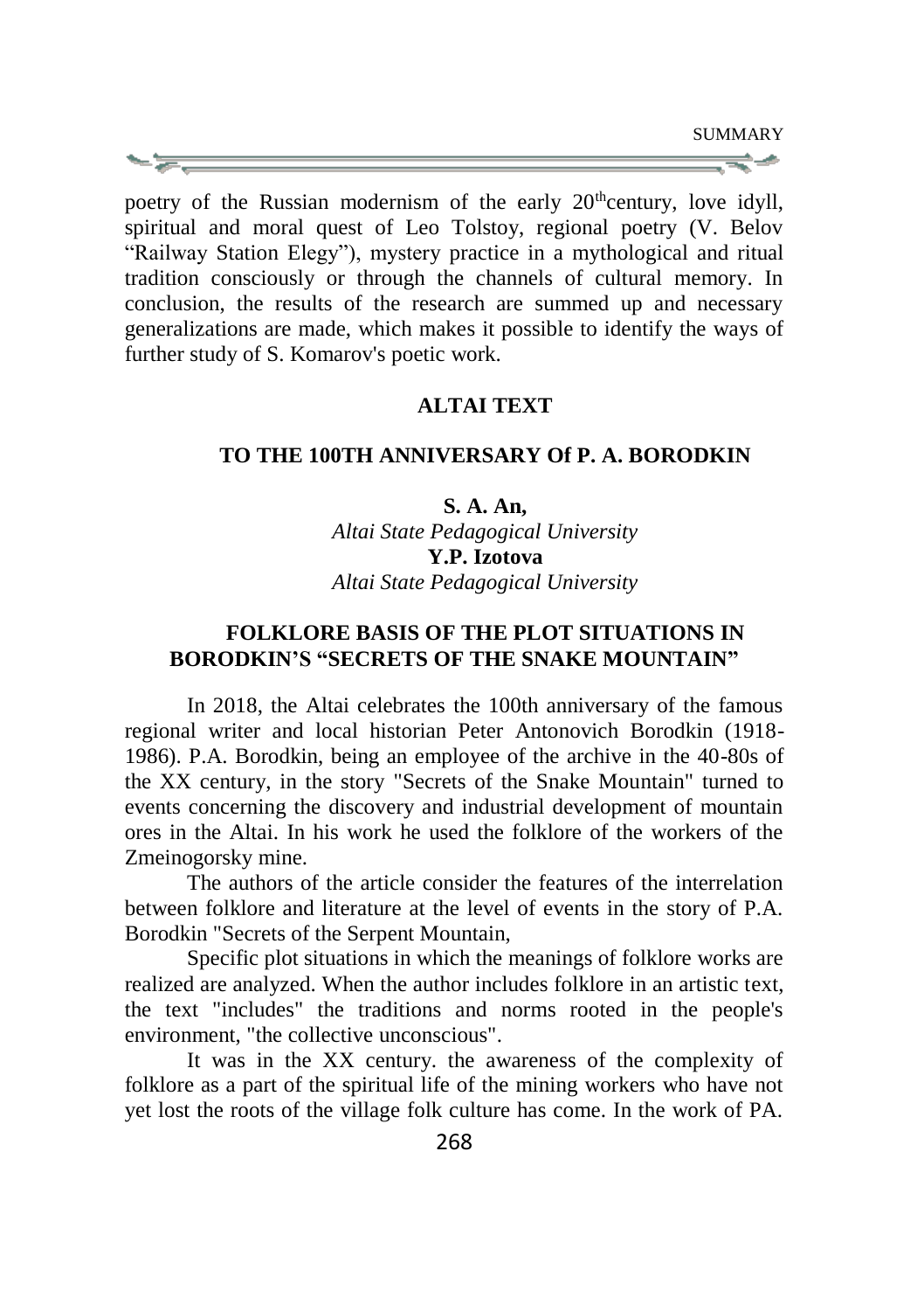poetry of the Russian modernism of the early 20$^{th}$century, love idyll, spiritual and moral quest of Leo Tolstoy, regional poetry (V. Belov "Railway Station Elegy"), mystery practice in a mythological and ritual tradition consciously or through the channels of cultural memory. In conclusion, the results of the research are summed up and necessary generalizations are made, which makes it possible to identify the ways of further study of S. Komarov's poetic work.

## ALTAI TEXT

### TO THE 100TH ANNIVERSARY Of P. A. BORODKIN

**S. A. An,**
*Altai State Pedagogical University*
**Y.P. Izotova**
*Altai State Pedagogical University*

### FOLKLORE BASIS OF THE PLOT SITUATIONS IN BORODKIN'S "SECRETS OF THE SNAKE MOUNTAIN"

In 2018, the Altai celebrates the 100th anniversary of the famous regional writer and local historian Peter Antonovich Borodkin (1918-1986). P.A. Borodkin, being an employee of the archive in the 40-80s of the XX century, in the story "Secrets of the Snake Mountain" turned to events concerning the discovery and industrial development of mountain ores in the Altai. In his work he used the folklore of the workers of the Zmeinogorsky mine.

The authors of the article consider the features of the interrelation between folklore and literature at the level of events in the story of P.A. Borodkin "Secrets of the Serpent Mountain,

Specific plot situations in which the meanings of folklore works are realized are analyzed. When the author includes folklore in an artistic text, the text "includes" the traditions and norms rooted in the people's environment, "the collective unconscious".

It was in the XX century. the awareness of the complexity of folklore as a part of the spiritual life of the mining workers who have not yet lost the roots of the village folk culture has come. In the work of PA.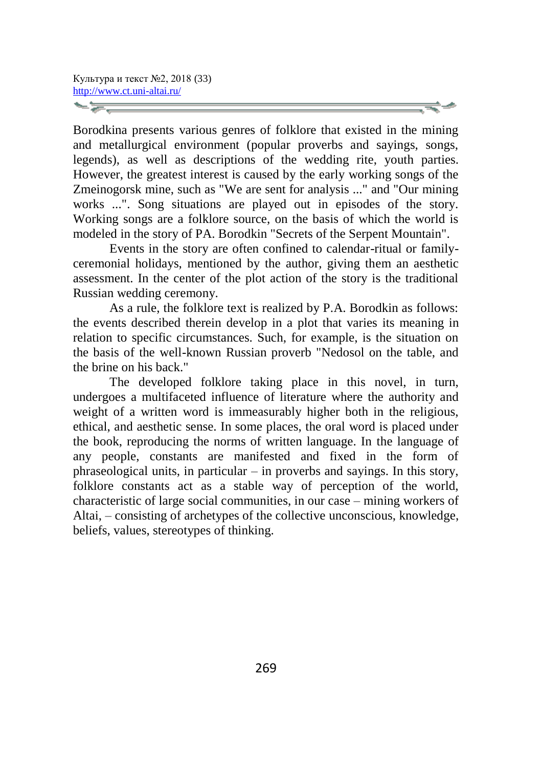Borodkina presents various genres of folklore that existed in the mining and metallurgical environment (popular proverbs and sayings, songs, legends), as well as descriptions of the wedding rite, youth parties. However, the greatest interest is caused by the early working songs of the Zmeinogorsk mine, such as "We are sent for analysis ..." and "Our mining works ...". Song situations are played out in episodes of the story. Working songs are a folklore source, on the basis of which the world is modeled in the story of PA. Borodkin "Secrets of the Serpent Mountain".

Events in the story are often confined to calendar-ritual or family-ceremonial holidays, mentioned by the author, giving them an aesthetic assessment. In the center of the plot action of the story is the traditional Russian wedding ceremony.

As a rule, the folklore text is realized by P.A. Borodkin as follows: the events described therein develop in a plot that varies its meaning in relation to specific circumstances. Such, for example, is the situation on the basis of the well-known Russian proverb "Nedosol on the table, and the brine on his back."

The developed folklore taking place in this novel, in turn, undergoes a multifaceted influence of literature where the authority and weight of a written word is immeasurably higher both in the religious, ethical, and aesthetic sense. In some places, the oral word is placed under the book, reproducing the norms of written language. In the language of any people, constants are manifested and fixed in the form of phraseological units, in particular – in proverbs and sayings. In this story, folklore constants act as a stable way of perception of the world, characteristic of large social communities, in our case – mining workers of Altai, – consisting of archetypes of the collective unconscious, knowledge, beliefs, values, stereotypes of thinking.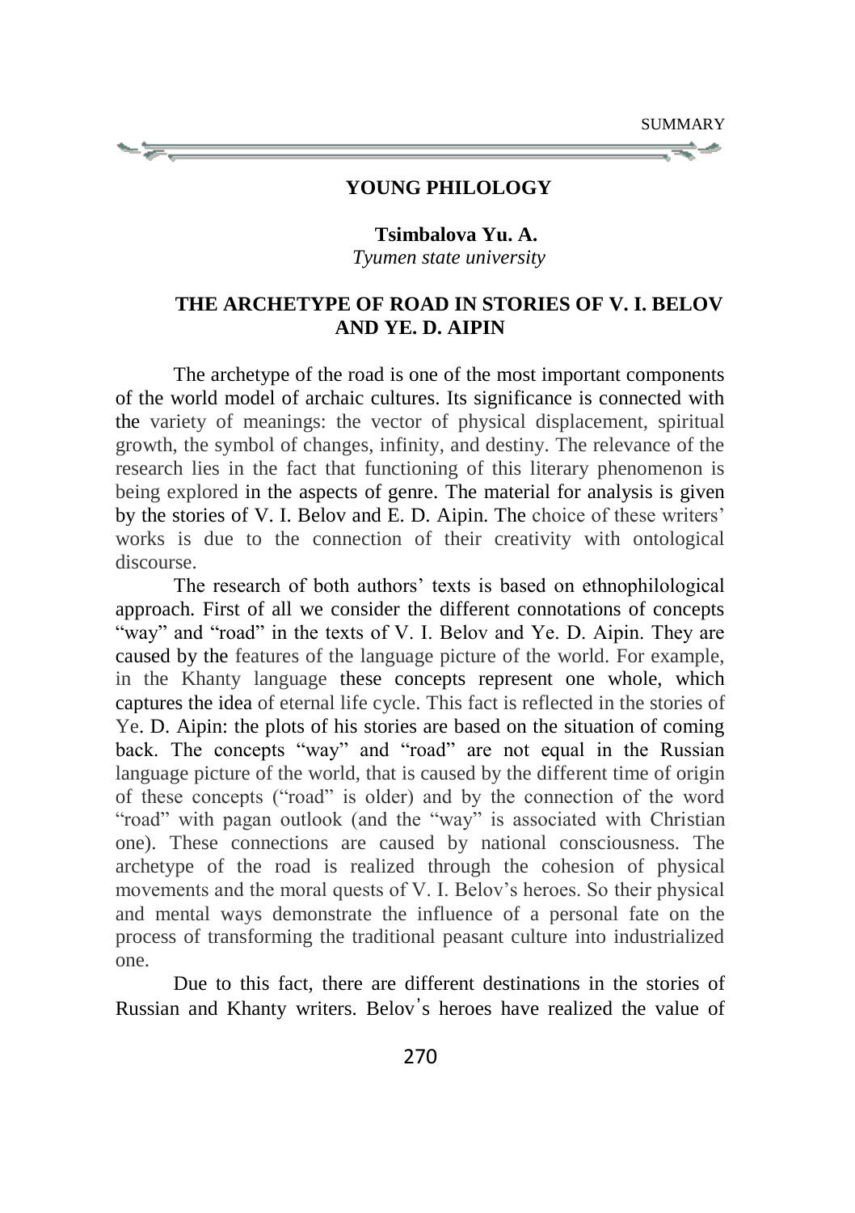## YOUNG PHILOLOGY

**Tsimbalova Yu. A.**
*Tyumen state university*

### THE ARCHETYPE OF ROAD IN STORIES OF V. I. BELOV AND YE. D. AIPIN

The archetype of the road is one of the most important components of the world model of archaic cultures. Its significance is connected with the variety of meanings: the vector of physical displacement, spiritual growth, the symbol of changes, infinity, and destiny. The relevance of the research lies in the fact that functioning of this literary phenomenon is being explored in the aspects of genre. The material for analysis is given by the stories of V. I. Belov and E. D. Aipin. The choice of these writers' works is due to the connection of their creativity with ontological discourse.

The research of both authors' texts is based on ethnophilological approach. First of all we consider the different connotations of concepts "way" and "road" in the texts of V. I. Belov and Ye. D. Aipin. They are caused by the features of the language picture of the world. For example, in the Khanty language these concepts represent one whole, which captures the idea of eternal life cycle. This fact is reflected in the stories of Ye. D. Aipin: the plots of his stories are based on the situation of coming back. The concepts "way" and "road" are not equal in the Russian language picture of the world, that is caused by the different time of origin of these concepts ("road" is older) and by the connection of the word "road" with pagan outlook (and the "way" is associated with Christian one). These connections are caused by national consciousness. The archetype of the road is realized through the cohesion of physical movements and the moral quests of V. I. Belov's heroes. So their physical and mental ways demonstrate the influence of a personal fate on the process of transforming the traditional peasant culture into industrialized one.

Due to this fact, there are different destinations in the stories of Russian and Khanty writers. Belov's heroes have realized the value of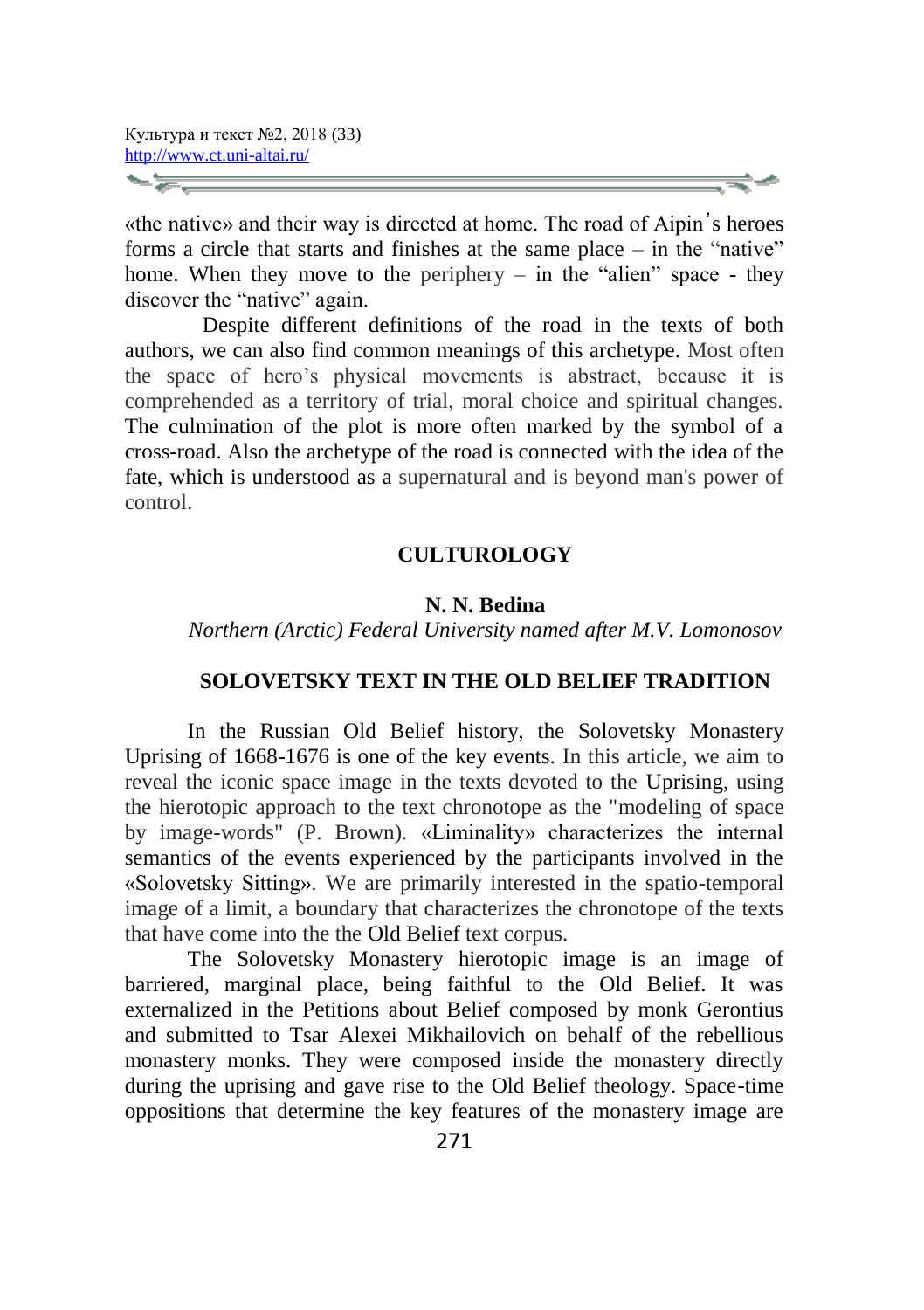«the native» and their way is directed at home. The road of Aipin's heroes forms a circle that starts and finishes at the same place – in the "native" home. When they move to the periphery – in the "alien" space - they discover the "native" again.

Despite different definitions of the road in the texts of both authors, we can also find common meanings of this archetype. Most often the space of hero's physical movements is abstract, because it is comprehended as a territory of trial, moral choice and spiritual changes. The culmination of the plot is more often marked by the symbol of a cross-road. Also the archetype of the road is connected with the idea of the fate, which is understood as a supernatural and is beyond man's power of control.

## CULTUROLOGY

**N. N. Bedina**

*Northern (Arctic) Federal University named after M.V. Lomonosov*

### SOLOVETSKY TEXT IN THE OLD BELIEF TRADITION

In the Russian Old Belief history, the Solovetsky Monastery Uprising of 1668-1676 is one of the key events. In this article, we aim to reveal the iconic space image in the texts devoted to the Uprising, using the hierotopic approach to the text chronotope as the "modeling of space by image-words" (P. Brown). «Liminality» characterizes the internal semantics of the events experienced by the participants involved in the «Solovetsky Sitting». We are primarily interested in the spatio-temporal image of a limit, a boundary that characterizes the chronotope of the texts that have come into the the Old Belief text corpus.

The Solovetsky Monastery hierotopic image is an image of barriered, marginal place, being faithful to the Old Belief. It was externalized in the Petitions about Belief composed by monk Gerontius and submitted to Tsar Alexei Mikhailovich on behalf of the rebellious monastery monks. They were composed inside the monastery directly during the uprising and gave rise to the Old Belief theology. Space-time oppositions that determine the key features of the monastery image are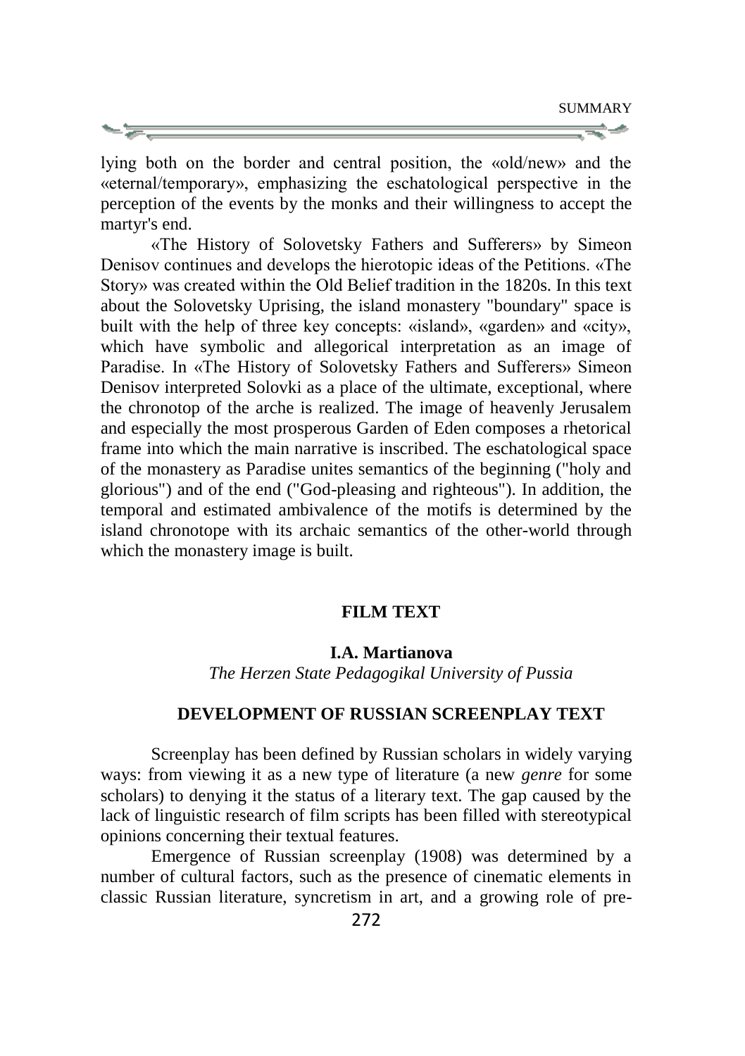lying both on the border and central position, the «old/new» and the «eternal/temporary», emphasizing the eschatological perspective in the perception of the events by the monks and their willingness to accept the martyr's end.

«The History of Solovetsky Fathers and Sufferers» by Simeon Denisov continues and develops the hierotopic ideas of the Petitions. «The Story» was created within the Old Belief tradition in the 1820s. In this text about the Solovetsky Uprising, the island monastery "boundary" space is built with the help of three key concepts: «island», «garden» and «city», which have symbolic and allegorical interpretation as an image of Paradise. In «The History of Solovetsky Fathers and Sufferers» Simeon Denisov interpreted Solovki as a place of the ultimate, exceptional, where the chronotop of the arche is realized. The image of heavenly Jerusalem and especially the most prosperous Garden of Eden composes a rhetorical frame into which the main narrative is inscribed. The eschatological space of the monastery as Paradise unites semantics of the beginning ("holy and glorious") and of the end ("God-pleasing and righteous"). In addition, the temporal and estimated ambivalence of the motifs is determined by the island chronotope with its archaic semantics of the other-world through which the monastery image is built.

## FILM TEXT

**I.A. Martianova**

*The Herzen State Pedagogikal University of Pussia*

### DEVELOPMENT OF RUSSIAN SCREENPLAY TEXT

Screenplay has been defined by Russian scholars in widely varying ways: from viewing it as a new type of literature (a new *genre* for some scholars) to denying it the status of a literary text. The gap caused by the lack of linguistic research of film scripts has been filled with stereotypical opinions concerning their textual features.

Emergence of Russian screenplay (1908) was determined by a number of cultural factors, such as the presence of cinematic elements in classic Russian literature, syncretism in art, and a growing role of pre-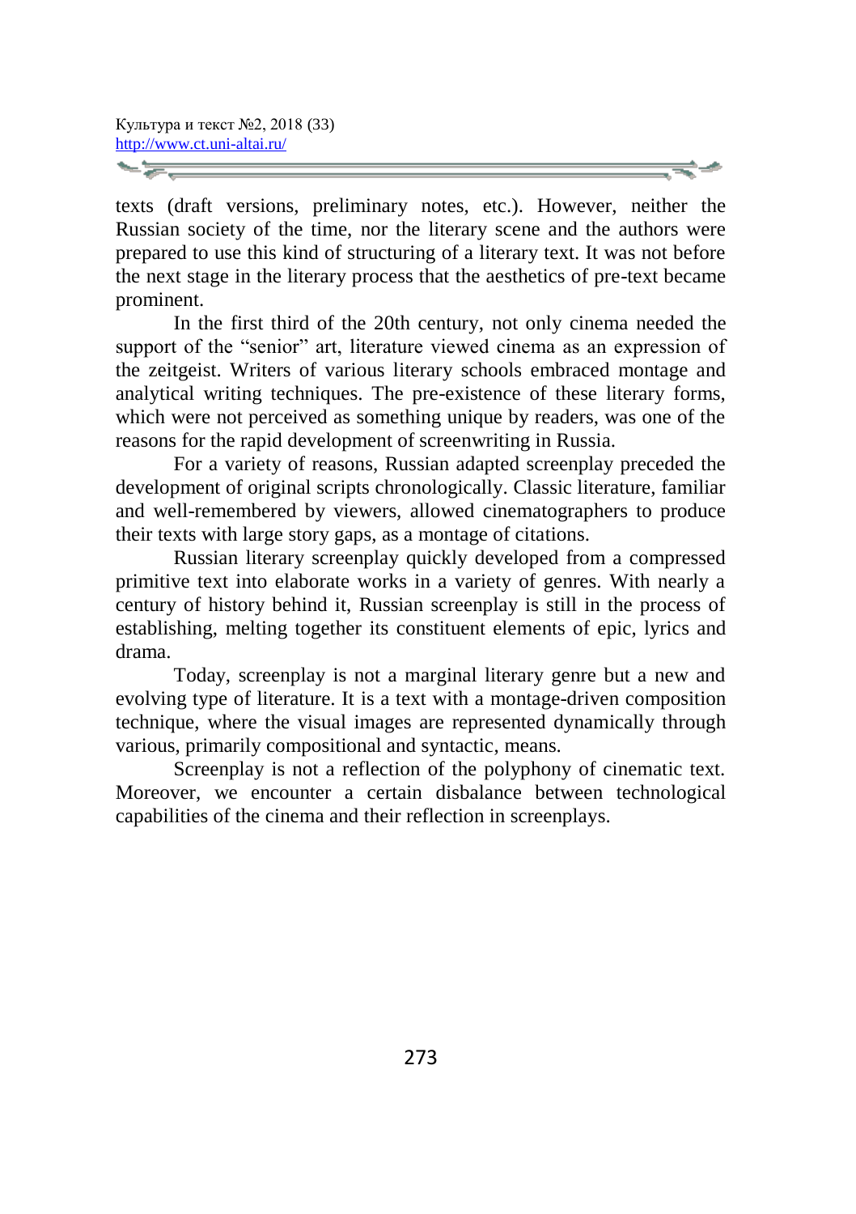texts (draft versions, preliminary notes, etc.). However, neither the Russian society of the time, nor the literary scene and the authors were prepared to use this kind of structuring of a literary text. It was not before the next stage in the literary process that the aesthetics of pre-text became prominent.

In the first third of the 20th century, not only cinema needed the support of the "senior" art, literature viewed cinema as an expression of the zeitgeist. Writers of various literary schools embraced montage and analytical writing techniques. The pre-existence of these literary forms, which were not perceived as something unique by readers, was one of the reasons for the rapid development of screenwriting in Russia.

For a variety of reasons, Russian adapted screenplay preceded the development of original scripts chronologically. Classic literature, familiar and well-remembered by viewers, allowed cinematographers to produce their texts with large story gaps, as a montage of citations.

Russian literary screenplay quickly developed from a compressed primitive text into elaborate works in a variety of genres. With nearly a century of history behind it, Russian screenplay is still in the process of establishing, melting together its constituent elements of epic, lyrics and drama.

Today, screenplay is not a marginal literary genre but a new and evolving type of literature. It is a text with a montage-driven composition technique, where the visual images are represented dynamically through various, primarily compositional and syntactic, means.

Screenplay is not a reflection of the polyphony of cinematic text. Moreover, we encounter a certain disbalance between technological capabilities of the cinema and their reflection in screenplays.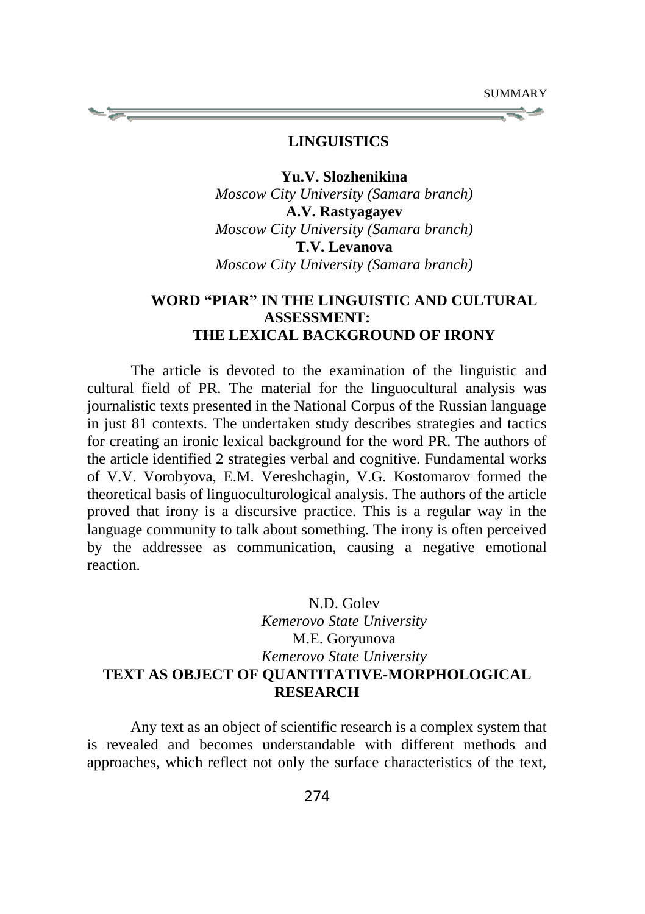## LINGUISTICS

**Yu.V. Slozhenikina**
*Moscow City University (Samara branch)*
**A.V. Rastyagayev**
*Moscow City University (Samara branch)*
**T.V. Levanova**
*Moscow City University (Samara branch)*

### WORD "PIAR" IN THE LINGUISTIC AND CULTURAL ASSESSMENT: THE LEXICAL BACKGROUND OF IRONY

The article is devoted to the examination of the linguistic and cultural field of PR. The material for the linguocultural analysis was journalistic texts presented in the National Corpus of the Russian language in just 81 contexts. The undertaken study describes strategies and tactics for creating an ironic lexical background for the word PR. The authors of the article identified 2 strategies verbal and cognitive. Fundamental works of V.V. Vorobyova, E.M. Vereshchagin, V.G. Kostomarov formed the theoretical basis of linguoculturological analysis. The authors of the article proved that irony is a discursive practice. This is a regular way in the language community to talk about something. The irony is often perceived by the addressee as communication, causing a negative emotional reaction.

N.D. Golev
*Kemerovo State University*
M.E. Goryunova
*Kemerovo State University*

### TEXT AS OBJECT OF QUANTITATIVE-MORPHOLOGICAL RESEARCH

Any text as an object of scientific research is a complex system that is revealed and becomes understandable with different methods and approaches, which reflect not only the surface characteristics of the text,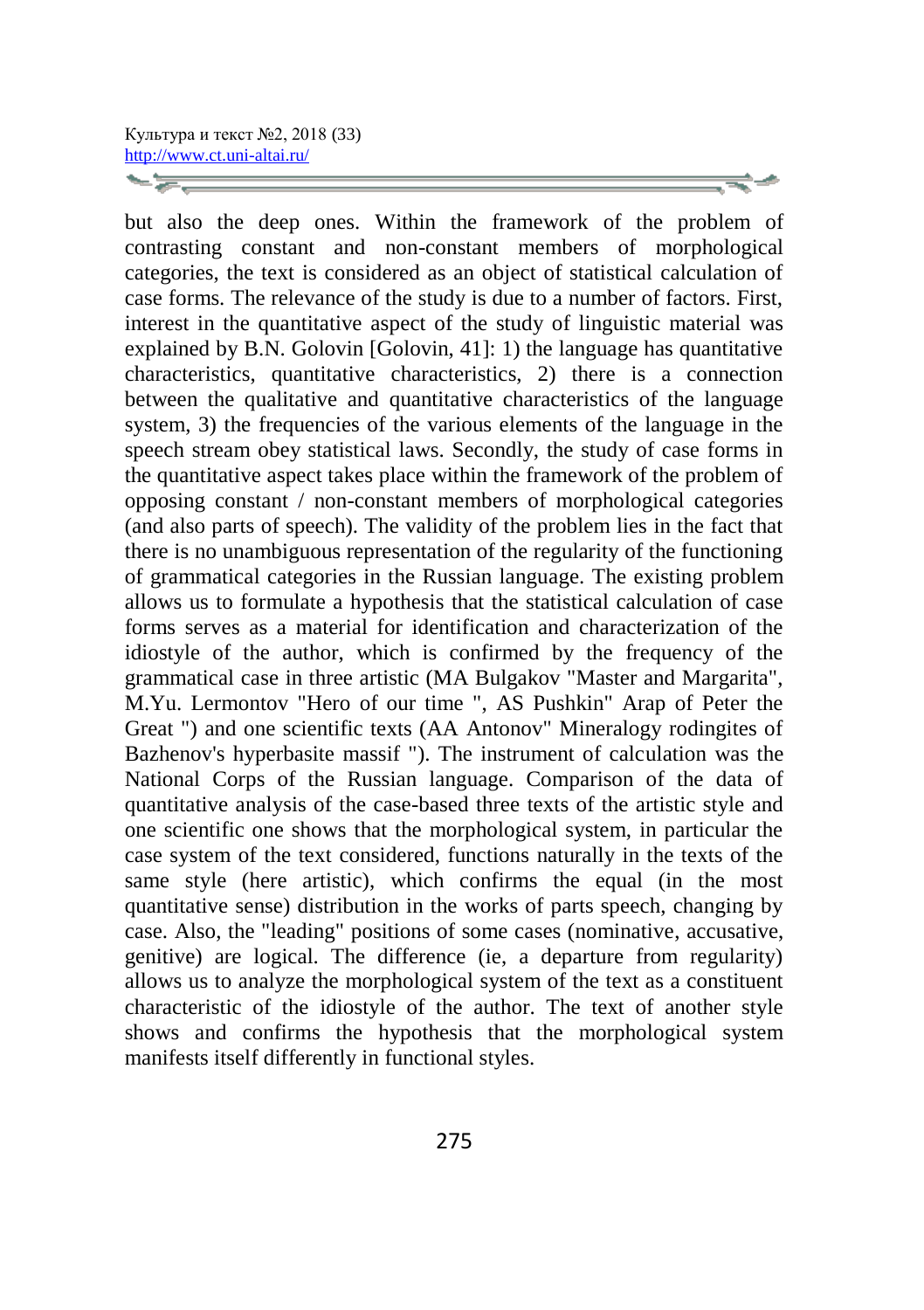but also the deep ones. Within the framework of the problem of contrasting constant and non-constant members of morphological categories, the text is considered as an object of statistical calculation of case forms. The relevance of the study is due to a number of factors. First, interest in the quantitative aspect of the study of linguistic material was explained by B.N. Golovin [Golovin, 41]: 1) the language has quantitative characteristics, quantitative characteristics, 2) there is a connection between the qualitative and quantitative characteristics of the language system, 3) the frequencies of the various elements of the language in the speech stream obey statistical laws. Secondly, the study of case forms in the quantitative aspect takes place within the framework of the problem of opposing constant / non-constant members of morphological categories (and also parts of speech). The validity of the problem lies in the fact that there is no unambiguous representation of the regularity of the functioning of grammatical categories in the Russian language. The existing problem allows us to formulate a hypothesis that the statistical calculation of case forms serves as a material for identification and characterization of the idiostyle of the author, which is confirmed by the frequency of the grammatical case in three artistic (MA Bulgakov "Master and Margarita", M.Yu. Lermontov "Hero of our time ", AS Pushkin" Arap of Peter the Great ") and one scientific texts (AA Antonov" Mineralogy rodingites of Bazhenov's hyperbasite massif "). The instrument of calculation was the National Corps of the Russian language. Comparison of the data of quantitative analysis of the case-based three texts of the artistic style and one scientific one shows that the morphological system, in particular the case system of the text considered, functions naturally in the texts of the same style (here artistic), which confirms the equal (in the most quantitative sense) distribution in the works of parts speech, changing by case. Also, the "leading" positions of some cases (nominative, accusative, genitive) are logical. The difference (ie, a departure from regularity) allows us to analyze the morphological system of the text as a constituent characteristic of the idiostyle of the author. The text of another style shows and confirms the hypothesis that the morphological system manifests itself differently in functional styles.